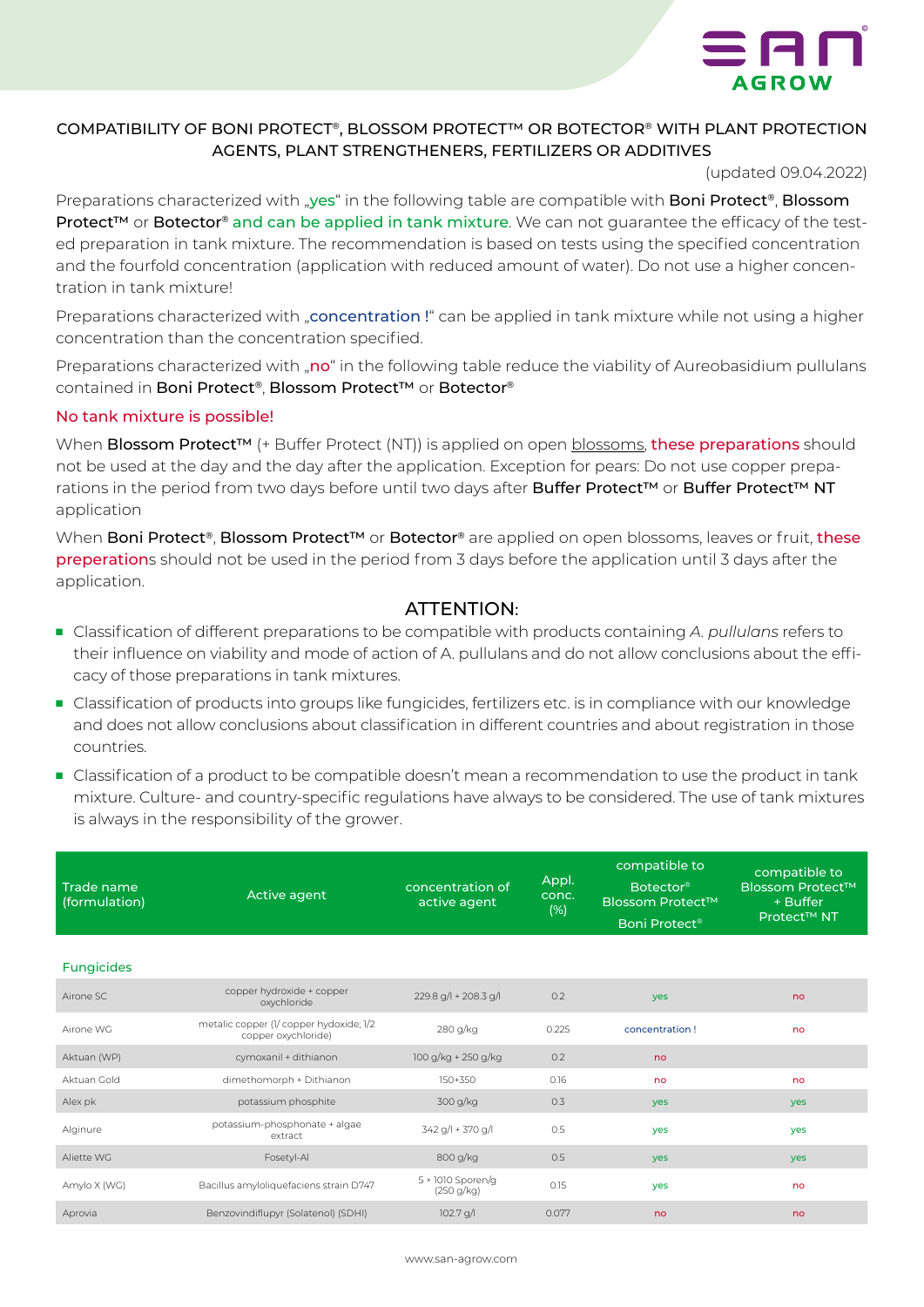SAN AGROW

# COMPATIBILITY OF BONI PROTECT®, BLOSSOM PROTECT™ OR BOTECTOR® WITH PLANT PROTECTION AGENTS, PLANT STRENGTHENERS, FERTILIZERS OR ADDITIVES

(updated 09.04.2022)

Preparations characterized with „yes“ in the following table are compatible with **Boni Protect®**, **Blossom Protect™** or **Botector®** and can be applied in tank mixture. We can not guarantee the efficacy of the tested preparation in tank mixture. The recommendation is based on tests using the specified concentration and the fourfold concentration (application with reduced amount of water). Do not use a higher concentration in tank mixture!

Preparations characterized with „concentration !“ can be applied in tank mixture while not using a higher concentration than the concentration specified.

Preparations characterized with „no“ in the following table reduce the viability of Aureobasidium pullulans contained in **Boni Protect®**, **Blossom Protect™** or **Botector®**

No tank mixture is possible!

When **Blossom Protect™** (+ Buffer Protect (NT)) is applied on open blossoms, these preparations should not be used at the day and the day after the application. Exception for pears: Do not use copper preparations in the period from two days before until two days after **Buffer Protect™** or **Buffer Protect™ NT** application

When **Boni Protect®**, **Blossom Protect™** or **Botector®** are applied on open blossoms, leaves or fruit, these preperations should not be used in the period from 3 days before the application until 3 days after the application.

## ATTENTION:

- Classification of different preparations to be compatible with products containing *A. pullulans* refers to their influence on viability and mode of action of A. pullulans and do not allow conclusions about the efficacy of those preparations in tank mixtures.
- Classification of products into groups like fungicides, fertilizers etc. is in compliance with our knowledge and does not allow conclusions about classification in different countries and about registration in those countries.
- Classification of a product to be compatible doesn’t mean a recommendation to use the product in tank mixture. Culture- and country-specific regulations have always to be considered. The use of tank mixtures is always in the responsibility of the grower.

| Trade name (formulation) | Active agent | concentration of active agent | Appl. conc. (%) | compatible to Botector® Blossom Protect™ Boni Protect® | compatible to Blossom Protect™ + Buffer Protect™ NT |
|---|---|---|---|---|---|
| **Fungicides** | | | | | |
| Airone SC | copper hydroxide + copper oxychloride | 229.8 g/l + 208.3 g/l | 0.2 | yes | no |
| Airone WG | metalic copper (1/ copper hydoxide; 1/2 copper oxychloride) | 280 g/kg | 0.225 | concentration ! | no |
| Aktuan (WP) | cymoxanil + dithianon | 100 g/kg + 250 g/kg | 0.2 | no | |
| Aktuan Gold | dimethomorph + Dithianon | 150+350 | 0.16 | no | no |
| Alex pk | potassium phosphite | 300 g/kg | 0.3 | yes | yes |
| Alginure | potassium-phosphonate + algae extract | 342 g/l + 370 g/l | 0.5 | yes | yes |
| Aliette WG | Fosetyl-Al | 800 g/kg | 0.5 | yes | yes |
| Amylo X (WG) | Bacillus amyloliquefaciens strain D747 | 5 × 1010 Sporen/g (250 g/kg) | 0.15 | yes | no |
| Aprovia | Benzovindiflupyr (Solatenol) (SDHI) | 102.7 g/l | 0.077 | no | no |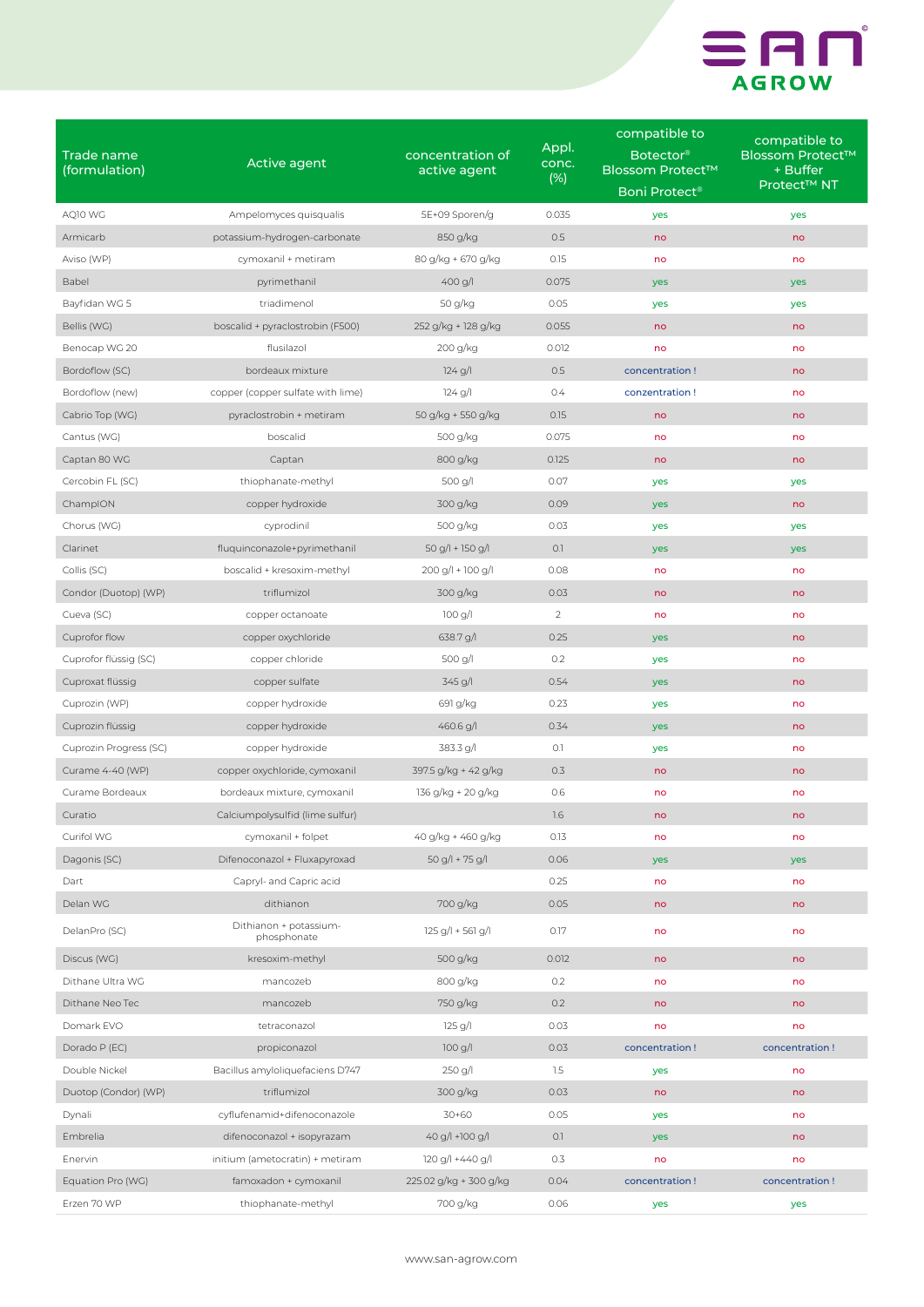| Trade name (formulation) | Active agent | concentration of active agent | Appl. conc. (%) | compatible to Botector® Blossom Protect™ Boni Protect® | compatible to Blossom Protect™ + Buffer Protect™ NT |
|---|---|---|---|---|---|
| AQ10 WG | Ampelomyces quisqualis | 5E+09 Sporen/g | 0.035 | yes | yes |
| Armicarb | potassium-hydrogen-carbonate | 850 g/kg | 0.5 | no | no |
| Aviso (WP) | cymoxanil + metiram | 80 g/kg + 670 g/kg | 0.15 | no | no |
| Babel | pyrimethanil | 400 g/l | 0.075 | yes | yes |
| Bayfidan WG 5 | triadimenol | 50 g/kg | 0.05 | yes | yes |
| Bellis (WG) | boscalid + pyraclostrobin (F500) | 252 g/kg + 128 g/kg | 0.055 | no | no |
| Benocap WG 20 | flusilazol | 200 g/kg | 0.012 | no | no |
| Bordoflow (SC) | bordeaux mixture | 124 g/l | 0.5 | concentration ! | no |
| Bordoflow (new) | copper (copper sulfate with lime) | 124 g/l | 0.4 | conzentration ! | no |
| Cabrio Top (WG) | pyraclostrobin + metiram | 50 g/kg + 550 g/kg | 0.15 | no | no |
| Cantus (WG) | boscalid | 500 g/kg | 0.075 | no | no |
| Captan 80 WG | Captan | 800 g/kg | 0.125 | no | no |
| Cercobin FL (SC) | thiophanate-methyl | 500 g/l | 0.07 | yes | yes |
| ChampION | copper hydroxide | 300 g/kg | 0.09 | yes | no |
| Chorus (WG) | cyprodinil | 500 g/kg | 0.03 | yes | yes |
| Clarinet | fluquinconazole+pyrimethanil | 50 g/l + 150 g/l | 0.1 | yes | yes |
| Collis (SC) | boscalid + kresoxim-methyl | 200 g/l + 100 g/l | 0.08 | no | no |
| Condor (Duotop) (WP) | triflumizol | 300 g/kg | 0.03 | no | no |
| Cueva (SC) | copper octanoate | 100 g/l | 2 | no | no |
| Cuprofor flow | copper oxychloride | 638.7 g/l | 0.25 | yes | no |
| Cuprofor flüssig (SC) | copper chloride | 500 g/l | 0.2 | yes | no |
| Cuproxat flüssig | copper sulfate | 345 g/l | 0.54 | yes | no |
| Cuprozin (WP) | copper hydroxide | 691 g/kg | 0.23 | yes | no |
| Cuprozin flüssig | copper hydroxide | 460.6 g/l | 0.34 | yes | no |
| Cuprozin Progress (SC) | copper hydroxide | 383.3 g/l | 0.1 | yes | no |
| Curame 4-40 (WP) | copper oxychloride, cymoxanil | 397.5 g/kg + 42 g/kg | 0.3 | no | no |
| Curame Bordeaux | bordeaux mixture, cymoxanil | 136 g/kg + 20 g/kg | 0.6 | no | no |
| Curatio | Calciumpolysulfid (lime sulfur) | | 1.6 | no | no |
| Curifol WG | cymoxanil + folpet | 40 g/kg + 460 g/kg | 0.13 | no | no |
| Dagonis (SC) | Difenoconazol + Fluxapyroxad | 50 g/l + 75 g/l | 0.06 | yes | yes |
| Dart | Capryl- and Capric acid | | 0.25 | no | no |
| Delan WG | dithianon | 700 g/kg | 0.05 | no | no |
| DelanPro (SC) | Dithianon + potassium-phosphonate | 125 g/l + 561 g/l | 0.17 | no | no |
| Discus (WG) | kresoxim-methyl | 500 g/kg | 0.012 | no | no |
| Dithane Ultra WG | mancozeb | 800 g/kg | 0.2 | no | no |
| Dithane Neo Tec | mancozeb | 750 g/kg | 0.2 | no | no |
| Domark EVO | tetraconazol | 125 g/l | 0.03 | no | no |
| Dorado P (EC) | propiconazol | 100 g/l | 0.03 | concentration ! | concentration ! |
| Double Nickel | Bacillus amyloliquefaciens D747 | 250 g/l | 1.5 | yes | no |
| Duotop (Condor) (WP) | triflumizol | 300 g/kg | 0.03 | no | no |
| Dynali | cyflufenamid+difenoconazole | 30+60 | 0.05 | yes | no |
| Embrelia | difenoconazol + isopyrazam | 40 g/l +100 g/l | 0.1 | yes | no |
| Enervin | initium (ametocratin) + metiram | 120 g/l +440 g/l | 0.3 | no | no |
| Equation Pro (WG) | famoxadon + cymoxanil | 225.02 g/kg + 300 g/kg | 0.04 | concentration ! | concentration ! |
| Erzen 70 WP | thiophanate-methyl | 700 g/kg | 0.06 | yes | yes |

www.san-agrow.com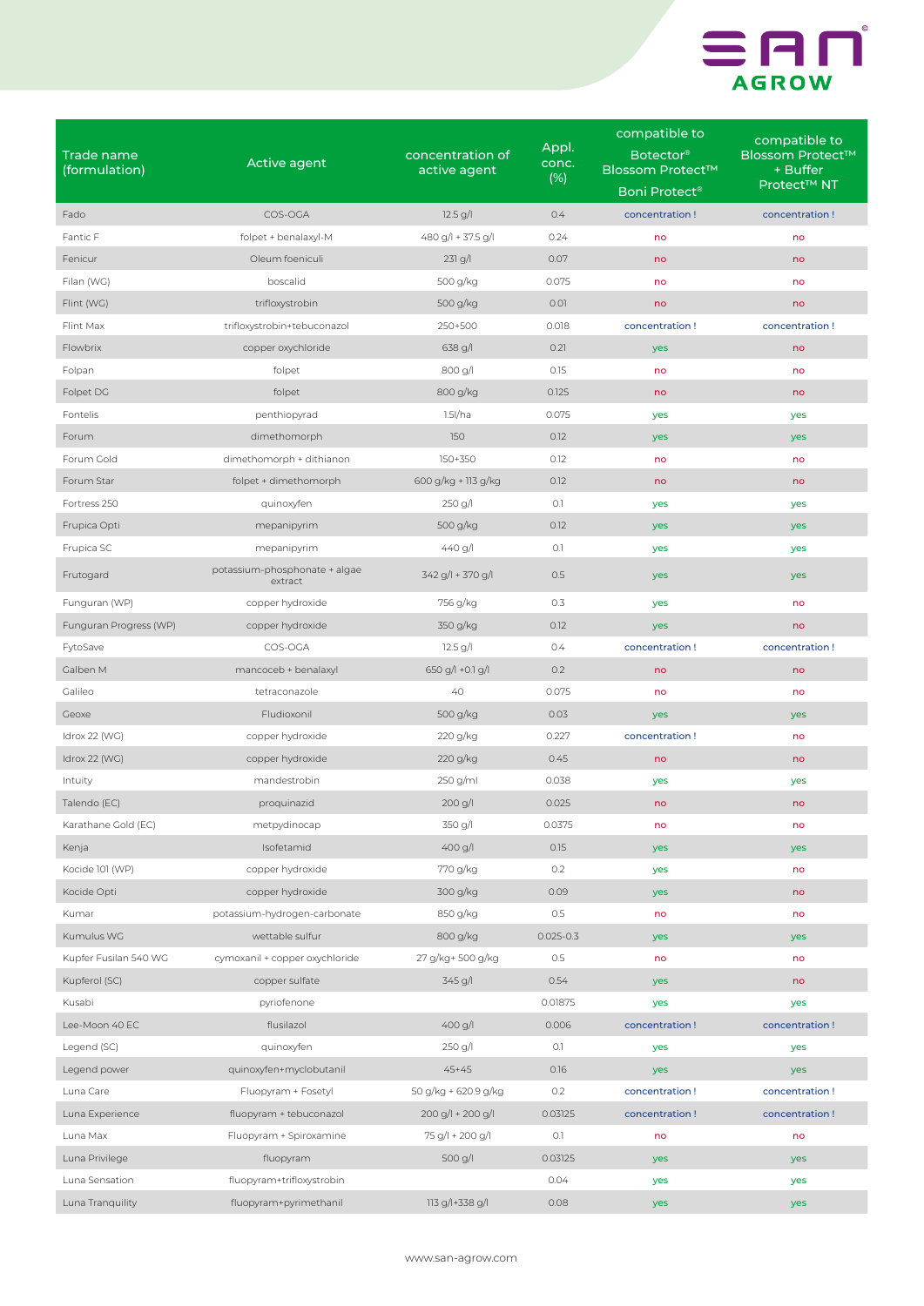| Trade name (formulation) | Active agent | concentration of active agent | Appl. conc. (%) | compatible to Botector® Blossom Protect™ Boni Protect® | compatible to Blossom Protect™ + Buffer Protect™ NT |
|---|---|---|---|---|---|
| Fado | COS-OGA | 12.5 g/l | 0.4 | concentration ! | concentration ! |
| Fantic F | folpet + benalaxyl-M | 480 g/l + 37.5 g/l | 0.24 | no | no |
| Fenicur | Oleum foeniculi | 231 g/l | 0.07 | no | no |
| Filan (WG) | boscalid | 500 g/kg | 0.075 | no | no |
| Flint (WG) | trifloxystrobin | 500 g/kg | 0.01 | no | no |
| Flint Max | trifloxystrobin+tebuconazol | 250+500 | 0.018 | concentration ! | concentration ! |
| Flowbrix | copper oxychloride | 638 g/l | 0.21 | yes | no |
| Folpan | folpet | 800 g/l | 0.15 | no | no |
| Folpet DG | folpet | 800 g/kg | 0.125 | no | no |
| Fontelis | penthiopyrad | 1.5l/ha | 0.075 | yes | yes |
| Forum | dimethomorph | 150 | 0.12 | yes | yes |
| Forum Gold | dimethomorph + dithianon | 150+350 | 0.12 | no | no |
| Forum Star | folpet + dimethomorph | 600 g/kg + 113 g/kg | 0.12 | no | no |
| Fortress 250 | quinoxyfen | 250 g/l | 0.1 | yes | yes |
| Frupica Opti | mepanipyrim | 500 g/kg | 0.12 | yes | yes |
| Frupica SC | mepanipyrim | 440 g/l | 0.1 | yes | yes |
| Frutogard | potassium-phosphonate + algae extract | 342 g/l + 370 g/l | 0.5 | yes | yes |
| Funguran (WP) | copper hydroxide | 756 g/kg | 0.3 | yes | no |
| Funguran Progress (WP) | copper hydroxide | 350 g/kg | 0.12 | yes | no |
| FytoSave | COS-OGA | 12.5 g/l | 0.4 | concentration ! | concentration ! |
| Galben M | mancoceb + benalaxyl | 650 g/l +0.1 g/l | 0.2 | no | no |
| Galileo | tetraconazole | 40 | 0.075 | no | no |
| Geoxe | Fludioxonil | 500 g/kg | 0.03 | yes | yes |
| Idrox 22 (WG) | copper hydroxide | 220 g/kg | 0.227 | concentration ! | no |
| Idrox 22 (WG) | copper hydroxide | 220 g/kg | 0.45 | no | no |
| Intuity | mandestrobin | 250 g/ml | 0.038 | yes | yes |
| Talendo (EC) | proquinazid | 200 g/l | 0.025 | no | no |
| Karathane Gold (EC) | metpydinocap | 350 g/l | 0.0375 | no | no |
| Kenja | Isofetamid | 400 g/l | 0.15 | yes | yes |
| Kocide 101 (WP) | copper hydroxide | 770 g/kg | 0.2 | yes | no |
| Kocide Opti | copper hydroxide | 300 g/kg | 0.09 | yes | no |
| Kumar | potassium-hydrogen-carbonate | 850 g/kg | 0.5 | no | no |
| Kumulus WG | wettable sulfur | 800 g/kg | 0.025-0.3 | yes | yes |
| Kupfer Fusilan 540 WG | cymoxanil + copper oxychloride | 27 g/kg+ 500 g/kg | 0.5 | no | no |
| Kupferol (SC) | copper sulfate | 345 g/l | 0.54 | yes | no |
| Kusabi | pyriofenone | | 0.01875 | yes | yes |
| Lee-Moon 40 EC | flusilazol | 400 g/l | 0.006 | concentration ! | concentration ! |
| Legend (SC) | quinoxyfen | 250 g/l | 0.1 | yes | yes |
| Legend power | quinoxyfen+myclobutanil | 45+45 | 0.16 | yes | yes |
| Luna Care | Fluopyram + Fosetyl | 50 g/kg + 620.9 g/kg | 0.2 | concentration ! | concentration ! |
| Luna Experience | fluopyram + tebuconazol | 200 g/l + 200 g/l | 0.03125 | concentration ! | concentration ! |
| Luna Max | Fluopyram + Spiroxamine | 75 g/l + 200 g/l | 0.1 | no | no |
| Luna Privilege | fluopyram | 500 g/l | 0.03125 | yes | yes |
| Luna Sensation | fluopyram+trifloxystrobin | | 0.04 | yes | yes |
| Luna Tranquility | fluopyram+pyrimethanil | 113 g/l+338 g/l | 0.08 | yes | yes |

www.san-agrow.com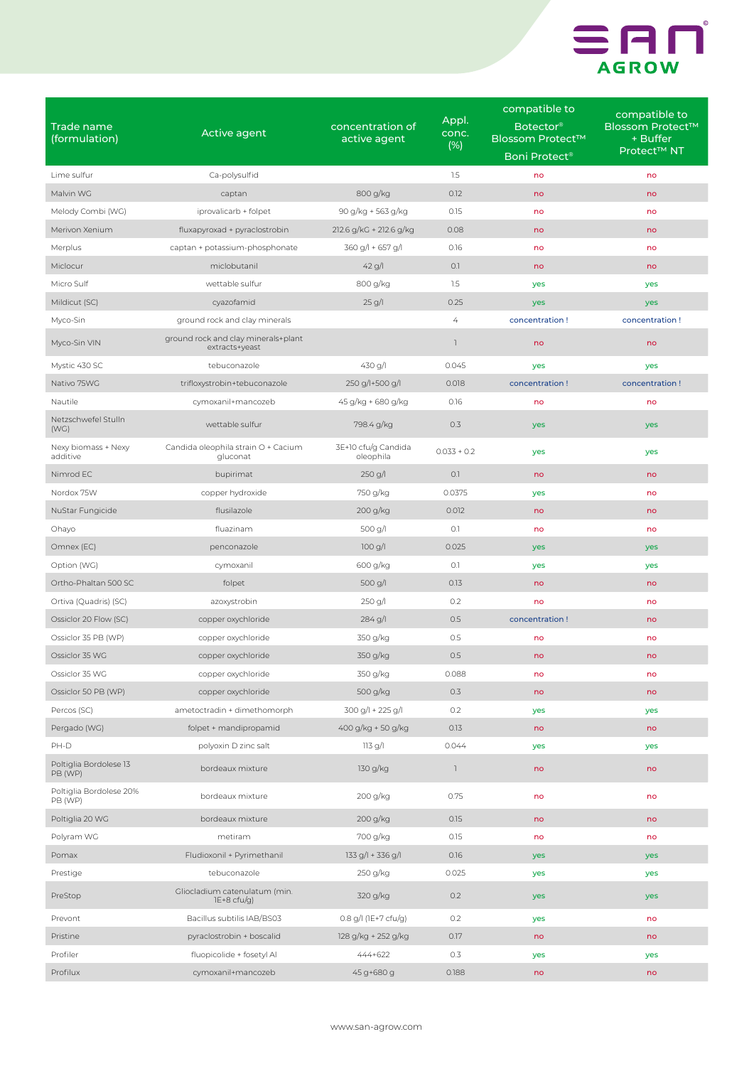| Trade name (formulation) | Active agent | concentration of active agent | Appl. conc. (%) | compatible to Botector® Blossom Protect™ Boni Protect® | compatible to Blossom Protect™ + Buffer Protect™ NT |
|---|---|---|---|---|---|
| Lime sulfur | Ca-polysulfid | | 1.5 | no | no |
| Malvin WG | captan | 800 g/kg | 0.12 | no | no |
| Melody Combi (WG) | iprovalicarb + folpet | 90 g/kg + 563 g/kg | 0.15 | no | no |
| Merivon Xenium | fluxapyroxad + pyraclostrobin | 212.6 g/kG + 212.6 g/kg | 0.08 | no | no |
| Merplus | captan + potassium-phosphonate | 360 g/l + 657 g/l | 0.16 | no | no |
| Miclocur | miclobutanil | 42 g/l | 0.1 | no | no |
| Micro Sulf | wettable sulfur | 800 g/kg | 1.5 | yes | yes |
| Mildicut (SC) | cyazofamid | 25 g/l | 0.25 | yes | yes |
| Myco-Sin | ground rock and clay minerals | | 4 | concentration ! | concentration ! |
| Myco-Sin VIN | ground rock and clay minerals+plant extracts+yeast | | 1 | no | no |
| Mystic 430 SC | tebuconazole | 430 g/l | 0.045 | yes | yes |
| Nativo 75WG | trifloxystrobin+tebuconazole | 250 g/l+500 g/l | 0.018 | concentration ! | concentration ! |
| Nautile | cymoxanil+mancozeb | 45 g/kg + 680 g/kg | 0.16 | no | no |
| Netzschwefel Stulln (WG) | wettable sulfur | 798.4 g/kg | 0.3 | yes | yes |
| Nexy biomass + Nexy additive | Candida oleophila strain O + Cacium gluconat | 3E+10 cfu/g Candida oleophila | 0.033 + 0.2 | yes | yes |
| Nimrod EC | bupirimat | 250 g/l | 0.1 | no | no |
| Nordox 75W | copper hydroxide | 750 g/kg | 0.0375 | yes | no |
| NuStar Fungicide | flusilazole | 200 g/kg | 0.012 | no | no |
| Ohayo | fluazinam | 500 g/l | 0.1 | no | no |
| Omnex (EC) | penconazole | 100 g/l | 0.025 | yes | yes |
| Option (WG) | cymoxanil | 600 g/kg | 0.1 | yes | yes |
| Ortho-Phaltan 500 SC | folpet | 500 g/l | 0.13 | no | no |
| Ortiva (Quadris) (SC) | azoxystrobin | 250 g/l | 0.2 | no | no |
| Ossiclor 20 Flow (SC) | copper oxychloride | 284 g/l | 0.5 | concentration ! | no |
| Ossiclor 35 PB (WP) | copper oxychloride | 350 g/kg | 0.5 | no | no |
| Ossiclor 35 WG | copper oxychloride | 350 g/kg | 0.5 | no | no |
| Ossiclor 35 WG | copper oxychloride | 350 g/kg | 0.088 | no | no |
| Ossiclor 50 PB (WP) | copper oxychloride | 500 g/kg | 0.3 | no | no |
| Percos (SC) | ametoctradin + dimethomorph | 300 g/l + 225 g/l | 0.2 | yes | yes |
| Pergado (WG) | folpet + mandipropamid | 400 g/kg + 50 g/kg | 0.13 | no | no |
| PH-D | polyoxin D zinc salt | 113 g/l | 0.044 | yes | yes |
| Poltiglia Bordolese 13 PB (WP) | bordeaux mixture | 130 g/kg | 1 | no | no |
| Poltiglia Bordolese 20% PB (WP) | bordeaux mixture | 200 g/kg | 0.75 | no | no |
| Poltiglia 20 WG | bordeaux mixture | 200 g/kg | 0.15 | no | no |
| Polyram WG | metiram | 700 g/kg | 0.15 | no | no |
| Pomax | Fludioxonil + Pyrimethanil | 133 g/l + 336 g/l | 0.16 | yes | yes |
| Prestige | tebuconazole | 250 g/kg | 0.025 | yes | yes |
| PreStop | Gliocladium catenulatum (min. 1E+8 cfu/g) | 320 g/kg | 0.2 | yes | yes |
| Prevont | Bacillus subtilis IAB/BS03 | 0.8 g/l (1E+7 cfu/g) | 0.2 | yes | no |
| Pristine | pyraclostrobin + boscalid | 128 g/kg + 252 g/kg | 0.17 | no | no |
| Profiler | fluopicolide + fosetyl Al | 444+622 | 0.3 | yes | yes |
| Profilux | cymoxanil+mancozeb | 45 g+680 g | 0.188 | no | no |

www.san-agrow.com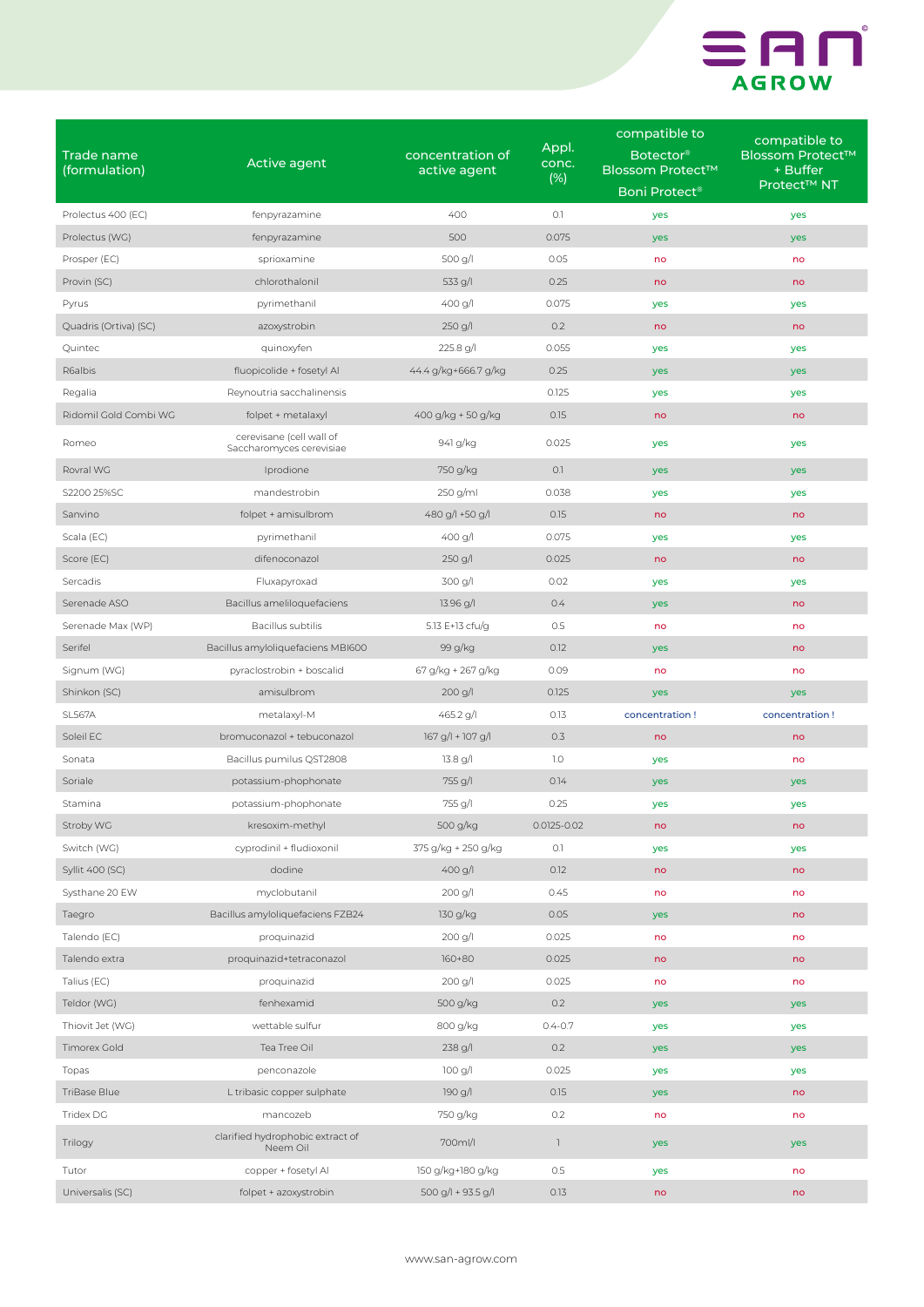| Trade name (formulation) | Active agent | concentration of active agent | Appl. conc. (%) | compatible to Botector® Blossom Protect™ Boni Protect® | compatible to Blossom Protect™ + Buffer Protect™ NT |
|---|---|---|---|---|---|
| Prolectus 400 (EC) | fenpyrazamine | 400 | 0.1 | yes | yes |
| Prolectus (WG) | fenpyrazamine | 500 | 0.075 | yes | yes |
| Prosper (EC) | sprioxamine | 500 g/l | 0.05 | no | no |
| Provin (SC) | chlorothalonil | 533 g/l | 0.25 | no | no |
| Pyrus | pyrimethanil | 400 g/l | 0.075 | yes | yes |
| Quadris (Ortiva) (SC) | azoxystrobin | 250 g/l | 0.2 | no | no |
| Quintec | quinoxyfen | 225.8 g/l | 0.055 | yes | yes |
| R6albis | fluopicolide + fosetyl Al | 44.4 g/kg+666.7 g/kg | 0.25 | yes | yes |
| Regalia | Reynoutria sacchalinensis | | 0.125 | yes | yes |
| Ridomil Gold Combi WG | folpet + metalaxyl | 400 g/kg + 50 g/kg | 0.15 | no | no |
| Romeo | cerevisane (cell wall of Saccharomyces cerevisiae | 941 g/kg | 0.025 | yes | yes |
| Rovral WG | Iprodione | 750 g/kg | 0.1 | yes | yes |
| S2200 25%SC | mandestrobin | 250 g/ml | 0.038 | yes | yes |
| Sanvino | folpet + amisulbrom | 480 g/l +50 g/l | 0.15 | no | no |
| Scala (EC) | pyrimethanil | 400 g/l | 0.075 | yes | yes |
| Score (EC) | difenoconazol | 250 g/l | 0.025 | no | no |
| Sercadis | Fluxapyroxad | 300 g/l | 0.02 | yes | yes |
| Serenade ASO | Bacillus ameliloquefaciens | 13.96 g/l | 0.4 | yes | no |
| Serenade Max (WP) | Bacillus subtilis | 5.13 E+13 cfu/g | 0.5 | no | no |
| Serifel | Bacillus amyloliquefaciens MBI600 | 99 g/kg | 0.12 | yes | no |
| Signum (WG) | pyraclostrobin + boscalid | 67 g/kg + 267 g/kg | 0.09 | no | no |
| Shinkon (SC) | amisulbrom | 200 g/l | 0.125 | yes | yes |
| SL567A | metalaxyl-M | 465.2 g/l | 0.13 | concentration ! | concentration ! |
| Soleil EC | bromuconazol + tebuconazol | 167 g/l + 107 g/l | 0.3 | no | no |
| Sonata | Bacillus pumilus QST2808 | 13.8 g/l | 1.0 | yes | no |
| Soriale | potassium-phophonate | 755 g/l | 0.14 | yes | yes |
| Stamina | potassium-phophonate | 755 g/l | 0.25 | yes | yes |
| Stroby WG | kresoxim-methyl | 500 g/kg | 0.0125-0.02 | no | no |
| Switch (WG) | cyprodinil + fludioxonil | 375 g/kg + 250 g/kg | 0.1 | yes | yes |
| Syllit 400 (SC) | dodine | 400 g/l | 0.12 | no | no |
| Systhane 20 EW | myclobutanil | 200 g/l | 0.45 | no | no |
| Taegro | Bacillus amyloliquefaciens FZB24 | 130 g/kg | 0.05 | yes | no |
| Talendo (EC) | proquinazid | 200 g/l | 0.025 | no | no |
| Talendo extra | proquinazid+tetraconazol | 160+80 | 0.025 | no | no |
| Talius (EC) | proquinazid | 200 g/l | 0.025 | no | no |
| Teldor (WG) | fenhexamid | 500 g/kg | 0.2 | yes | yes |
| Thiovit Jet (WG) | wettable sulfur | 800 g/kg | 0.4-0.7 | yes | yes |
| Timorex Gold | Tea Tree Oil | 238 g/l | 0.2 | yes | yes |
| Topas | penconazole | 100 g/l | 0.025 | yes | yes |
| TriBase Blue | L tribasic copper sulphate | 190 g/l | 0.15 | yes | no |
| Tridex DG | mancozeb | 750 g/kg | 0.2 | no | no |
| Trilogy | clarified hydrophobic extract of Neem Oil | 700ml/l | 1 | yes | yes |
| Tutor | copper + fosetyl Al | 150 g/kg+180 g/kg | 0.5 | yes | no |
| Universalis (SC) | folpet + azoxystrobin | 500 g/l + 93.5 g/l | 0.13 | no | no |

www.san-agrow.com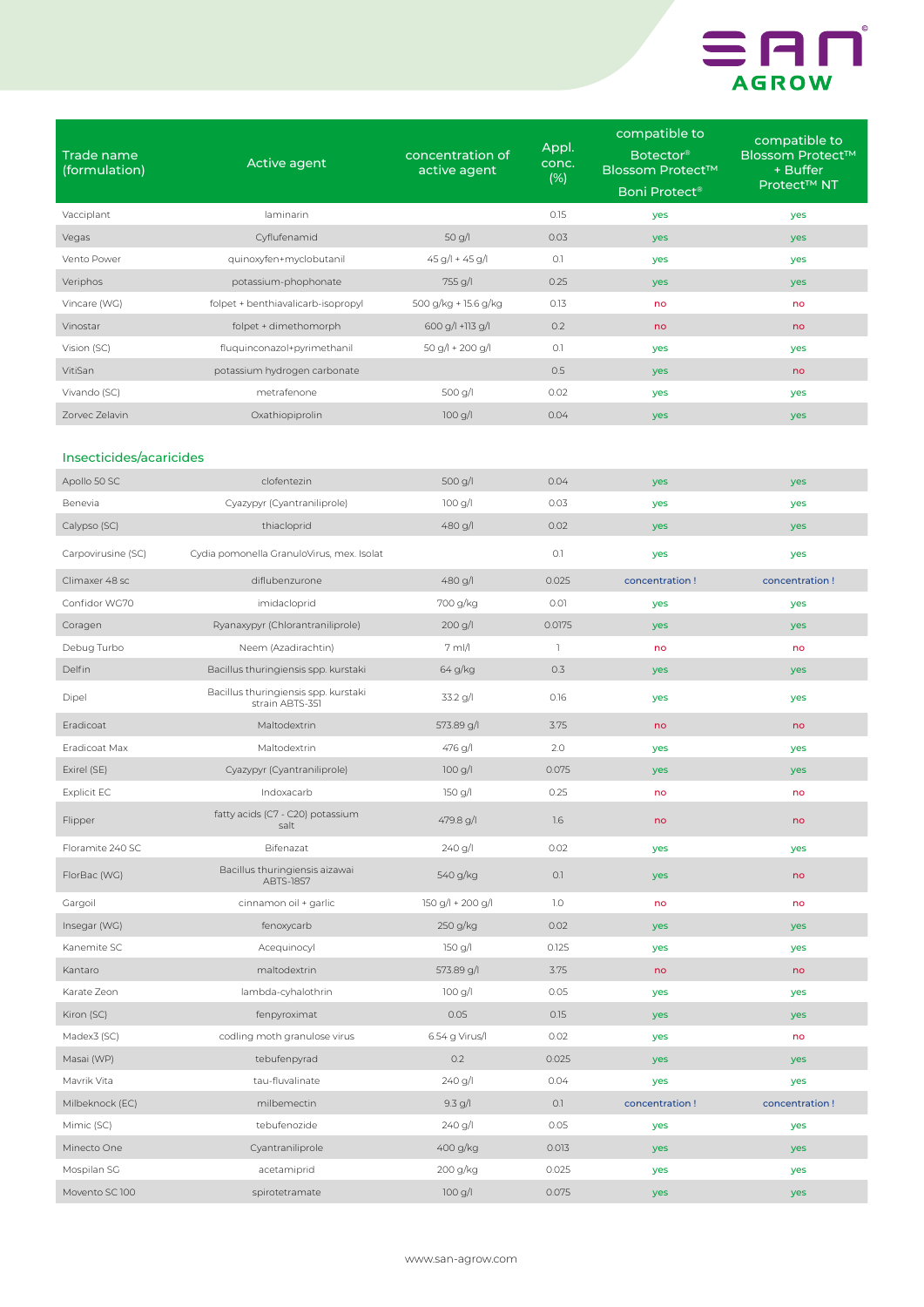| Trade name (formulation) | Active agent | concentration of active agent | Appl. conc. (%) | compatible to Botector® Blossom Protect™ Boni Protect® | compatible to Blossom Protect™ + Buffer Protect™ NT |
|---|---|---|---|---|---|
| Vacciplant | laminarin | | 0.15 | yes | yes |
| Vegas | Cyflufenamid | 50 g/l | 0.03 | yes | yes |
| Vento Power | quinoxyfen+myclobutanil | 45 g/l + 45 g/l | 0.1 | yes | yes |
| Veriphos | potassium-phophonate | 755 g/l | 0.25 | yes | yes |
| Vincare (WG) | folpet + benthiavalicarb-isopropyl | 500 g/kg + 15.6 g/kg | 0.13 | no | no |
| Vinostar | folpet + dimethomorph | 600 g/l +113 g/l | 0.2 | no | no |
| Vision (SC) | fluquinconazol+pyrimethanil | 50 g/l + 200 g/l | 0.1 | yes | yes |
| VitiSan | potassium hydrogen carbonate | | 0.5 | yes | no |
| Vivando (SC) | metrafenone | 500 g/l | 0.02 | yes | yes |
| Zorvec Zelavin | Oxathiopiprolin | 100 g/l | 0.04 | yes | yes |

## Insecticides/acaricides

| Trade name (formulation) | Active agent | concentration of active agent | Appl. conc. (%) | compatible to Botector® Blossom Protect™ Boni Protect® | compatible to Blossom Protect™ + Buffer Protect™ NT |
|---|---|---|---|---|---|
| Apollo 50 SC | clofentezin | 500 g/l | 0.04 | yes | yes |
| Benevia | Cyazypyr (Cyantraniliprole) | 100 g/l | 0.03 | yes | yes |
| Calypso (SC) | thiacloprid | 480 g/l | 0.02 | yes | yes |
| Carpovirusine (SC) | Cydia pomonella GranuloVirus, mex. Isolat | | 0.1 | yes | yes |
| Climaxer 48 sc | diflubenzurone | 480 g/l | 0.025 | concentration ! | concentration ! |
| Confidor WG70 | imidacloprid | 700 g/kg | 0.01 | yes | yes |
| Coragen | Ryanaxypyr (Chlorantraniliprole) | 200 g/l | 0.0175 | yes | yes |
| Debug Turbo | Neem (Azadirachtin) | 7 ml/l | 1 | no | no |
| Delfin | Bacillus thuringiensis spp. kurstaki | 64 g/kg | 0.3 | yes | yes |
| Dipel | Bacillus thuringiensis spp. kurstaki strain ABTS-351 | 33.2 g/l | 0.16 | yes | yes |
| Eradicoat | Maltodextrin | 573.89 g/l | 3.75 | no | no |
| Eradicoat Max | Maltodextrin | 476 g/l | 2.0 | yes | yes |
| Exirel (SE) | Cyazypyr (Cyantraniliprole) | 100 g/l | 0.075 | yes | yes |
| Explicit EC | Indoxacarb | 150 g/l | 0.25 | no | no |
| Flipper | fatty acids (C7 - C20) potassium salt | 479.8 g/l | 1.6 | no | no |
| Floramite 240 SC | Bifenazat | 240 g/l | 0.02 | yes | yes |
| FlorBac (WG) | Bacillus thuringiensis aizawai ABTS-1857 | 540 g/kg | 0.1 | yes | no |
| Gargoil | cinnamon oil + garlic | 150 g/l + 200 g/l | 1.0 | no | no |
| Insegar (WG) | fenoxycarb | 250 g/kg | 0.02 | yes | yes |
| Kanemite SC | Acequinocyl | 150 g/l | 0.125 | yes | yes |
| Kantaro | maltodextrin | 573.89 g/l | 3.75 | no | no |
| Karate Zeon | lambda-cyhalothrin | 100 g/l | 0.05 | yes | yes |
| Kiron (SC) | fenpyroximat | 0.05 | 0.15 | yes | yes |
| Madex3 (SC) | codling moth granulose virus | 6.54 g Virus/l | 0.02 | yes | no |
| Masai (WP) | tebufenpyrad | 0.2 | 0.025 | yes | yes |
| Mavrik Vita | tau-fluvalinate | 240 g/l | 0.04 | yes | yes |
| Milbeknock (EC) | milbemectin | 9.3 g/l | 0.1 | concentration ! | concentration ! |
| Mimic (SC) | tebufenozide | 240 g/l | 0.05 | yes | yes |
| Minecto One | Cyantraniliprole | 400 g/kg | 0.013 | yes | yes |
| Mospilan SG | acetamiprid | 200 g/kg | 0.025 | yes | yes |
| Movento SC 100 | spirotetramate | 100 g/l | 0.075 | yes | yes |

www.san-agrow.com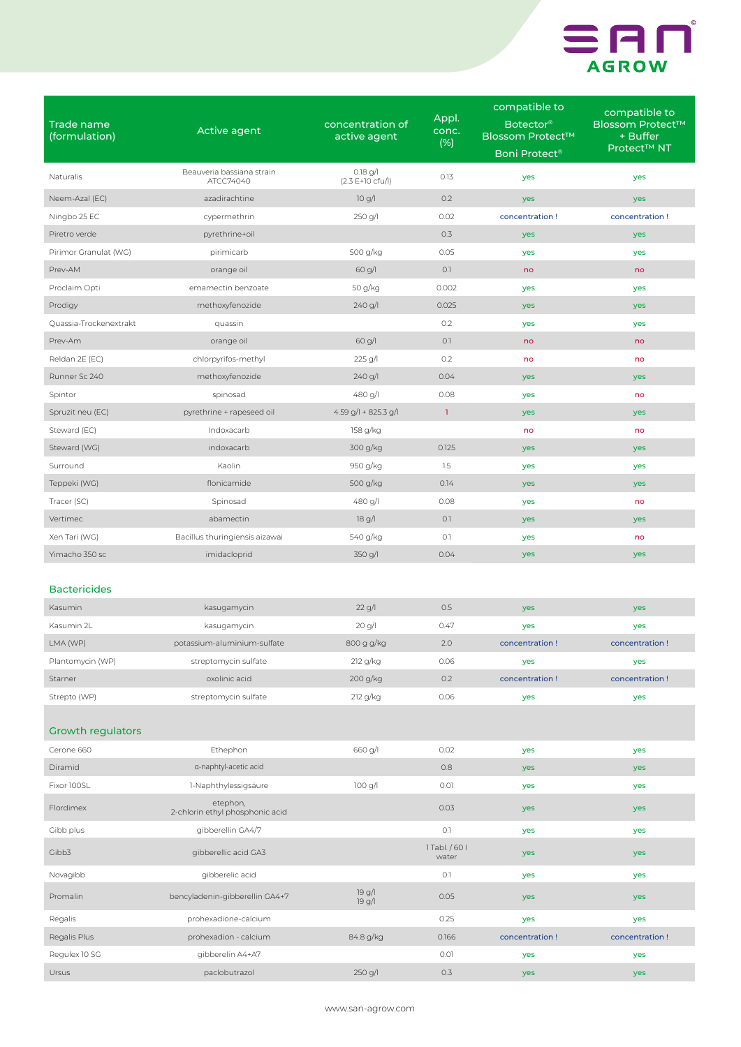| Trade name (formulation) | Active agent | concentration of active agent | Appl. conc. (%) | compatible to Botector® Blossom Protect™ Boni Protect® | compatible to Blossom Protect™ + Buffer Protect™ NT |
|---|---|---|---|---|---|
| Naturalis | Beauveria bassiana strain ATCC74040 | 0.18 g/l (2.3 E+10 cfu/l) | 0.13 | yes | yes |
| Neem-Azal (EC) | azadirachtine | 10 g/l | 0.2 | yes | yes |
| Ningbo 25 EC | cypermethrin | 250 g/l | 0.02 | concentration ! | concentration ! |
| Piretro verde | pyrethrine+oil | | 0.3 | yes | yes |
| Pirimor Granulat (WG) | pirimicarb | 500 g/kg | 0.05 | yes | yes |
| Prev-AM | orange oil | 60 g/l | 0.1 | no | no |
| Proclaim Opti | emamectin benzoate | 50 g/kg | 0.002 | yes | yes |
| Prodigy | methoxyfenozide | 240 g/l | 0.025 | yes | yes |
| Quassia-Trockenextrakt | quassin | | 0.2 | yes | yes |
| Prev-Am | orange oil | 60 g/l | 0.1 | no | no |
| Reldan 2E (EC) | chlorpyrifos-methyl | 225 g/l | 0.2 | no | no |
| Runner Sc 240 | methoxyfenozide | 240 g/l | 0.04 | yes | yes |
| Spintor | spinosad | 480 g/l | 0.08 | yes | no |
| Spruzit neu (EC) | pyrethrine + rapeseed oil | 4.59 g/l + 825.3 g/l | 1 | yes | yes |
| Steward (EC) | Indoxacarb | 158 g/kg | | no | no |
| Steward (WG) | indoxacarb | 300 g/kg | 0.125 | yes | yes |
| Surround | Kaolin | 950 g/kg | 1.5 | yes | yes |
| Teppeki (WG) | flonicamide | 500 g/kg | 0.14 | yes | yes |
| Tracer (SC) | Spinosad | 480 g/l | 0.08 | yes | no |
| Vertimec | abamectin | 18 g/l | 0.1 | yes | yes |
| Xen Tari (WG) | Bacillus thuringiensis aizawai | 540 g/kg | 0.1 | yes | no |
| Yimacho 350 sc | imidacloprid | 350 g/l | 0.04 | yes | yes |
| **Bactericides** | | | | | |
| Kasumin | kasugamycin | 22 g/l | 0.5 | yes | yes |
| Kasumin 2L | kasugamycin | 20 g/l | 0.47 | yes | yes |
| LMA (WP) | potassium-aluminium-sulfate | 800 g g/kg | 2.0 | concentration ! | concentration ! |
| Plantomycin (WP) | streptomycin sulfate | 212 g/kg | 0.06 | yes | yes |
| Starner | oxolinic acid | 200 g/kg | 0.2 | concentration ! | concentration ! |
| Strepto (WP) | streptomycin sulfate | 212 g/kg | 0.06 | yes | yes |
| **Growth regulators** | | | | | |
| Cerone 660 | Ethephon | 660 g/l | 0.02 | yes | yes |
| Diramid | α-naphtyl-acetic acid | | 0.8 | yes | yes |
| Fixor 100SL | 1-Naphthylessigsäure | 100 g/l | 0.01 | yes | yes |
| Flordimex | etephon, 2-chlorin ethyl phosphonic acid | | 0.03 | yes | yes |
| Gibb plus | gibberellin GA4/7 | | 0.1 | yes | yes |
| Gibb3 | gibberellic acid GA3 | | 1 Tabl. / 60 l water | yes | yes |
| Novagibb | gibberelic acid | | 0.1 | yes | yes |
| Promalin | bencyladenin-gibberellin GA4+7 | 19 g/l 19 g/l | 0.05 | yes | yes |
| Regalis | prohexadione-calcium | | 0.25 | yes | yes |
| Regalis Plus | prohexadion - calcium | 84.8 g/kg | 0.166 | concentration ! | concentration ! |
| Regulex 10 SG | gibberelin A4+A7 | | 0.01 | yes | yes |
| Ursus | paclobutrazol | 250 g/l | 0.3 | yes | yes |

www.san-agrow.com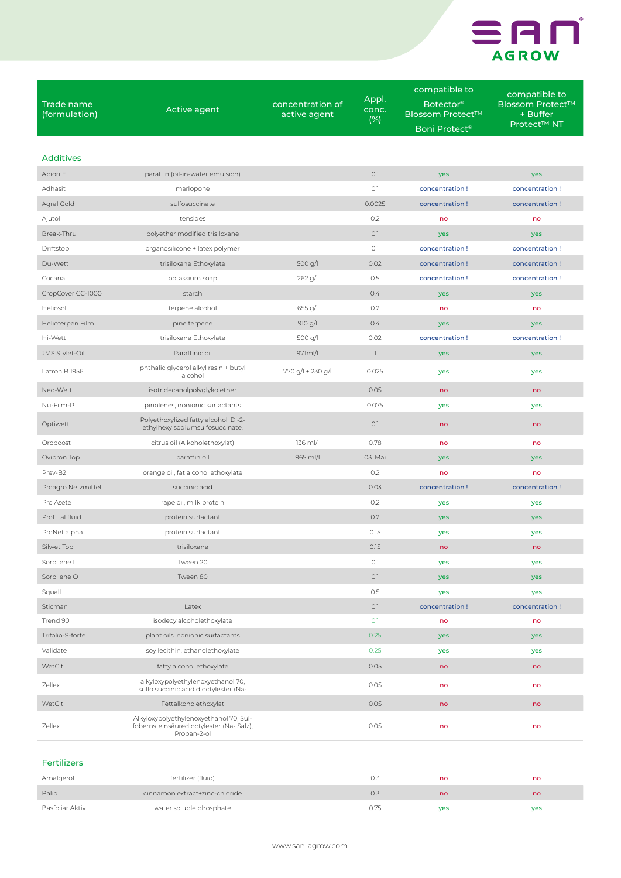| Trade name (formulation) | Active agent | concentration of active agent | Appl. conc. (%) | compatible to Botector® Blossom Protect™ Boni Protect® | compatible to Blossom Protect™ + Buffer Protect™ NT |
|---|---|---|---|---|---|
| **Additives** | | | | | |
| Abion E | paraffin (oil-in-water emulsion) | | 0.1 | yes | yes |
| Adhäsit | marlopone | | 0.1 | concentration ! | concentration ! |
| Agral Gold | sulfosuccinate | | 0.0025 | concentration ! | concentration ! |
| Ajutol | tensides | | 0.2 | no | no |
| Break-Thru | polyether modified trisiloxane | | 0.1 | yes | yes |
| Driftstop | organosilicone + latex polymer | | 0.1 | concentration ! | concentration ! |
| Du-Wett | trisiloxane Ethoxylate | 500 g/l | 0.02 | concentration ! | concentration ! |
| Cocana | potassium soap | 262 g/l | 0.5 | concentration ! | concentration ! |
| CropCover CC-1000 | starch | | 0.4 | yes | yes |
| Heliosol | terpene alcohol | 655 g/l | 0.2 | no | no |
| Helioterpen Film | pine terpene | 910 g/l | 0.4 | yes | yes |
| Hi-Wett | trisiloxane Ethoxylate | 500 g/l | 0.02 | concentration ! | concentration ! |
| JMS Stylet-Oil | Paraffinic oil | 971ml/l | 1 | yes | yes |
| Latron B 1956 | phthalic glycerol alkyl resin + butyl alcohol | 770 g/l + 230 g/l | 0.025 | yes | yes |
| Neo-Wett | isotridecanolpolyglykolether | | 0.05 | no | no |
| Nu-Film-P | pinolenes, nonionic surfactants | | 0.075 | yes | yes |
| Optiwett | Polyethoxylized fatty alcohol, Di-2-ethylhexylsodiumsulfosuccinate, | | 0.1 | no | no |
| Oroboost | citrus oil (Alkoholethoxylat) | 136 ml/l | 0.78 | no | no |
| Ovipron Top | paraffin oil | 965 ml/l | 03. Mai | yes | yes |
| Prev-B2 | orange oil, fat alcohol ethoxylate | | 0.2 | no | no |
| Proagro Netzmittel | succinic acid | | 0.03 | concentration ! | concentration ! |
| Pro Asete | rape oil, milk protein | | 0.2 | yes | yes |
| ProFital fluid | protein surfactant | | 0.2 | yes | yes |
| ProNet alpha | protein surfactant | | 0.15 | yes | yes |
| Silwet Top | trisiloxane | | 0.15 | no | no |
| Sorbilene L | Tween 20 | | 0.1 | yes | yes |
| Sorbilene O | Tween 80 | | 0.1 | yes | yes |
| Squall | | | 0.5 | yes | yes |
| Sticman | Latex | | 0.1 | concentration ! | concentration ! |
| Trend 90 | isodecylalcoholethoxylate | | 0.1 | no | no |
| Trifolio-S-forte | plant oils, nonionic surfactants | | 0.25 | yes | yes |
| Validate | soy lecithin, ethanolethoxylate | | 0.25 | yes | yes |
| WetCit | fatty alcohol ethoxylate | | 0.05 | no | no |
| Zellex | alkyloxypolyethylenoxyethanol 70, sulfo succinic acid dioctylester (Na- | | 0.05 | no | no |
| WetCit | Fettalkoholethoxylat | | 0.05 | no | no |
| Zellex | Alkyloxypolyethylenoxyethanol 70, Sulfobernsteinsäurediocytlester (Na- Salz), Propan-2-ol | | 0.05 | no | no |
| **Fertilizers** | | | | | |
| Amalgerol | fertilizer (fluid) | | 0.3 | no | no |
| Balio | cinnamon extract+zinc-chloride | | 0.3 | no | no |
| Basfoliar Aktiv | water soluble phosphate | | 0.75 | yes | yes |

www.san-agrow.com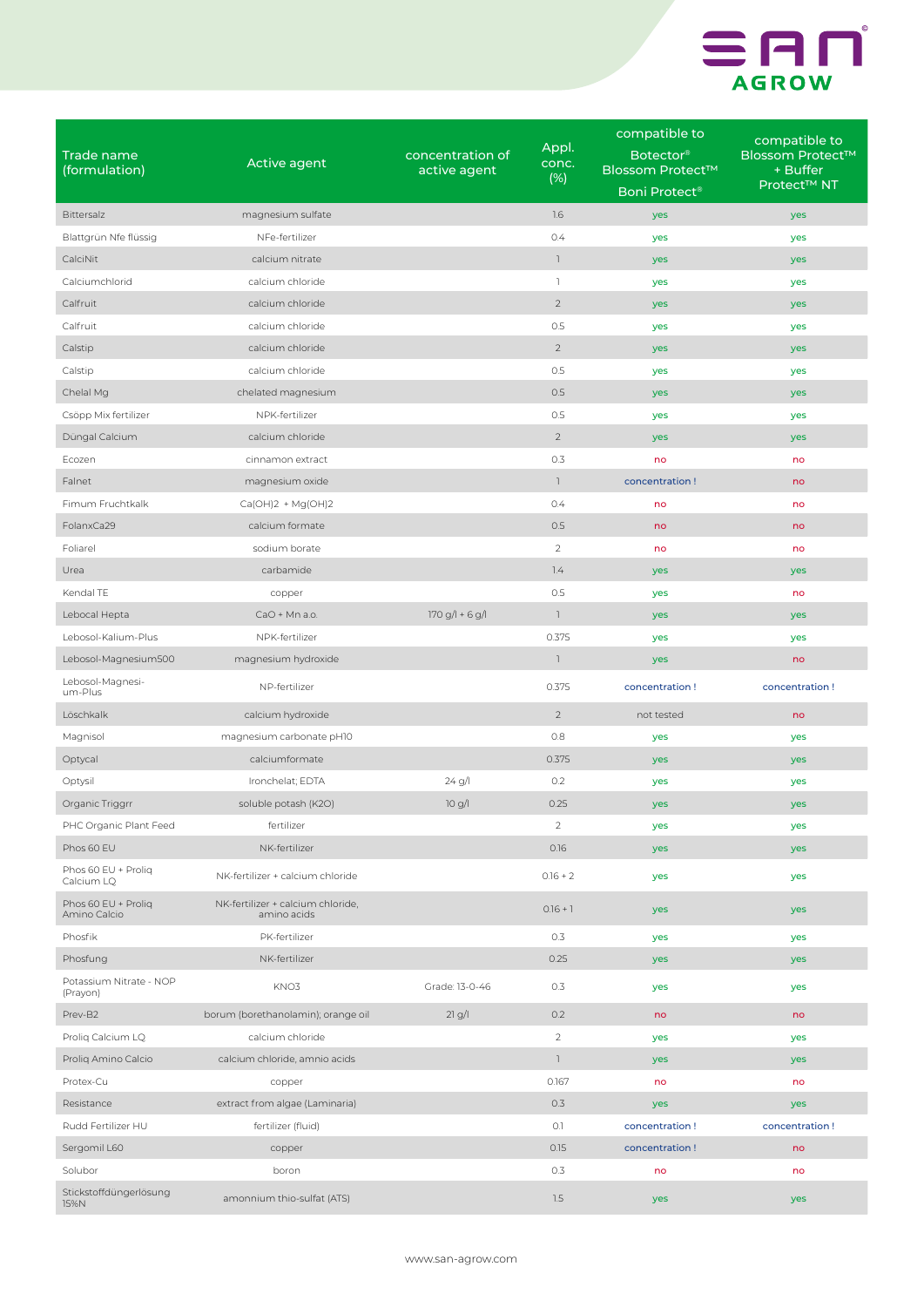| Trade name (formulation) | Active agent | concentration of active agent | Appl. conc. (%) | compatible to Botector® Blossom Protect™ Boni Protect® | compatible to Blossom Protect™ + Buffer Protect™ NT |
|---|---|---|---|---|---|
| Bittersalz | magnesium sulfate | | 1.6 | yes | yes |
| Blattgrün Nfe flüssig | NFe-fertilizer | | 0.4 | yes | yes |
| CalciNit | calcium nitrate | | 1 | yes | yes |
| Calciumchlorid | calcium chloride | | 1 | yes | yes |
| Calfruit | calcium chloride | | 2 | yes | yes |
| Calfruit | calcium chloride | | 0.5 | yes | yes |
| Calstip | calcium chloride | | 2 | yes | yes |
| Calstip | calcium chloride | | 0.5 | yes | yes |
| Chelal Mg | chelated magnesium | | 0.5 | yes | yes |
| Csöpp Mix fertilizer | NPK-fertilizer | | 0.5 | yes | yes |
| Düngal Calcium | calcium chloride | | 2 | yes | yes |
| Ecozen | cinnamon extract | | 0.3 | no | no |
| Falnet | magnesium oxide | | 1 | concentration ! | no |
| Fimum Fruchtkalk | Ca(OH)2 + Mg(OH)2 | | 0.4 | no | no |
| FolanxCa29 | calcium formate | | 0.5 | no | no |
| Foliarel | sodium borate | | 2 | no | no |
| Urea | carbamide | | 1.4 | yes | yes |
| Kendal TE | copper | | 0.5 | yes | no |
| Lebocal Hepta | CaO + Mn a.o. | 170 g/l + 6 g/l | 1 | yes | yes |
| Lebosol-Kalium-Plus | NPK-fertilizer | | 0.375 | yes | yes |
| Lebosol-Magnesium500 | magnesium hydroxide | | 1 | yes | no |
| Lebosol-Magnesium-Plus | NP-fertilizer | | 0.375 | concentration ! | concentration ! |
| Löschkalk | calcium hydroxide | | 2 | not tested | no |
| Magnisol | magnesium carbonate pH10 | | 0.8 | yes | yes |
| Optycal | calciumformate | | 0.375 | yes | yes |
| Optysil | Ironchelat; EDTA | 24 g/l | 0.2 | yes | yes |
| Organic Triggrr | soluble potash (K2O) | 10 g/l | 0.25 | yes | yes |
| PHC Organic Plant Feed | fertilizer | | 2 | yes | yes |
| Phos 60 EU | NK-fertilizer | | 0.16 | yes | yes |
| Phos 60 EU + Proliq Calcium LQ | NK-fertilizer + calcium chloride | | 0.16 + 2 | yes | yes |
| Phos 60 EU + Proliq Amino Calcio | NK-fertilizer + calcium chloride, amino acids | | 0.16 + 1 | yes | yes |
| Phosfik | PK-fertilizer | | 0.3 | yes | yes |
| Phosfung | NK-fertilizer | | 0.25 | yes | yes |
| Potassium Nitrate - NOP (Prayon) | KNO3 | Grade: 13-0-46 | 0.3 | yes | yes |
| Prev-B2 | borum (borethanolamin); orange oil | 21 g/l | 0.2 | no | no |
| Proliq Calcium LQ | calcium chloride | | 2 | yes | yes |
| Proliq Amino Calcio | calcium chloride, amnio acids | | 1 | yes | yes |
| Protex-Cu | copper | | 0.167 | no | no |
| Resistance | extract from algae (Laminaria) | | 0.3 | yes | yes |
| Rudd Fertilizer HU | fertilizer (fluid) | | 0.1 | concentration ! | concentration ! |
| Sergomil L60 | copper | | 0.15 | concentration ! | no |
| Solubor | boron | | 0.3 | no | no |
| Stickstoffdüngerlösung 15%N | amonnium thio-sulfat (ATS) | | 1.5 | yes | yes |

www.san-agrow.com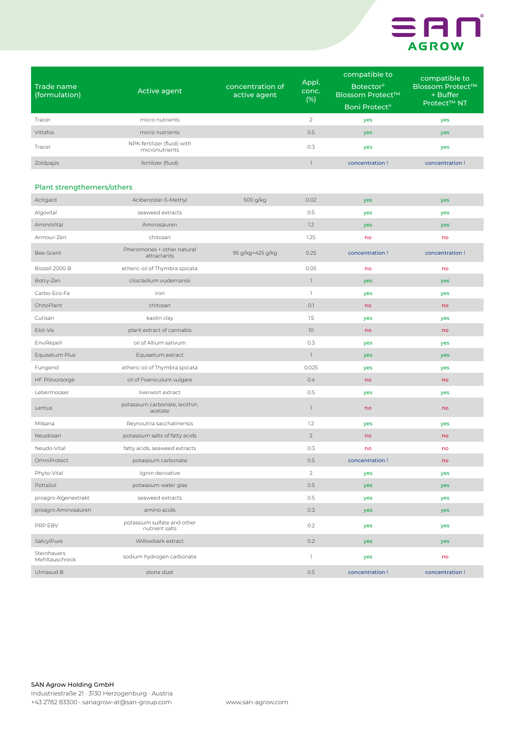| Trade name (formulation) | Active agent | concentration of active agent | Appl. conc. (%) | compatible to Botector® Blossom Protect™ Boni Protect® | compatible to Blossom Protect™ + Buffer Protect™ NT |
|---|---|---|---|---|---|
| Tracer | micro nutrients | | 2 | yes | yes |
| Vittafos | micro nutrients | | 0.5 | yes | yes |
| Tracer | NPK-fertilizer (fluid) with micronutrients | | 0.3 | yes | yes |
| Zöldpajzs | fertilizer (fluid) | | 1 | concentration ! | concentration ! |

## Plant strengtherners/others

| Trade name (formulation) | Active agent | concentration of active agent | Appl. conc. (%) | compatible to Botector® Blossom Protect™ Boni Protect® | compatible to Blossom Protect™ + Buffer Protect™ NT |
|---|---|---|---|---|---|
| Actigard | Acibenzolar-S-Methyl | 500 g/kg | 0.02 | yes | yes |
| Algovital | seaweed extracts | | 0.5 | yes | yes |
| AminoVital | Aminosäuren | | 1.2 | yes | yes |
| Armour-Zen | chitosan | | 1.25 | no | no |
| Bee-Scent | Pheromones + other natural attractants | 95 g/kg+425 g/kg | 0.25 | concentration ! | concentration ! |
| Biozell 2000 B | etheric oil of Thymbra spicata | | 0.05 | no | no |
| Botry-Zen | Ulocladium oudemansii | | 1 | yes | yes |
| Carbo-Eco-Fe | iron | | 1 | yes | yes |
| ChitoPlant | chitosan | | 0.1 | no | no |
| Cutisan | kaolin clay | | 1.5 | yes | yes |
| Elot-Vis | plant extract of cannabis | | 10 | no | no |
| EnviRepell | oil of Allium sativum | | 0.3 | yes | yes |
| Equisetum Plus | Equisetum extract | | 1 | yes | yes |
| Fungend | etheric oil of Thymbra spicata | | 0.025 | yes | yes |
| HF Pilzvorsorge | oil of Foeniculum vulgare | | 0.4 | no | no |
| Lebermooser | liverwort extract | | 0.5 | yes | yes |
| Lentus | potassium carbonate, lecithin, acetate | | 1 | no | no |
| Milsana | Reynoutria sacchalinensis | | 1.2 | yes | yes |
| Neudosan | potassium salts of fatty acids | | 2 | no | no |
| Neudo-Vital | fatty acids, seaweed extracts | | 0.3 | no | no |
| OmniProtect | potassium carbonate | | 0.5 | concentration ! | no |
| Phyto-Vital | lignin derivative | | 2 | yes | yes |
| PottaSol | potassium water glas | | 0.5 | yes | yes |
| proagro Algenextrakt | seaweed extracts | | 0.5 | yes | yes |
| proagro Aminosäuren | amino acids | | 0.3 | yes | yes |
| PRP EBV | potassium sulfate and other nutrient salts | | 0.2 | yes | yes |
| SalicylPure | Willowbark extract | | 0.2 | yes | yes |
| Steinhauers Mehltauschreck | sodium hydrogen carbonate | | 1 | yes | no |
| Ulmasud B | stone dust | | 0.5 | concentration ! | concentration ! |

SAN Agrow Holding GmbH
Industriestraße 21 · 3130 Herzogenburg · Austria
+43 2782 83300 · sanagrow-at@san-group.com www.san-agrow.com